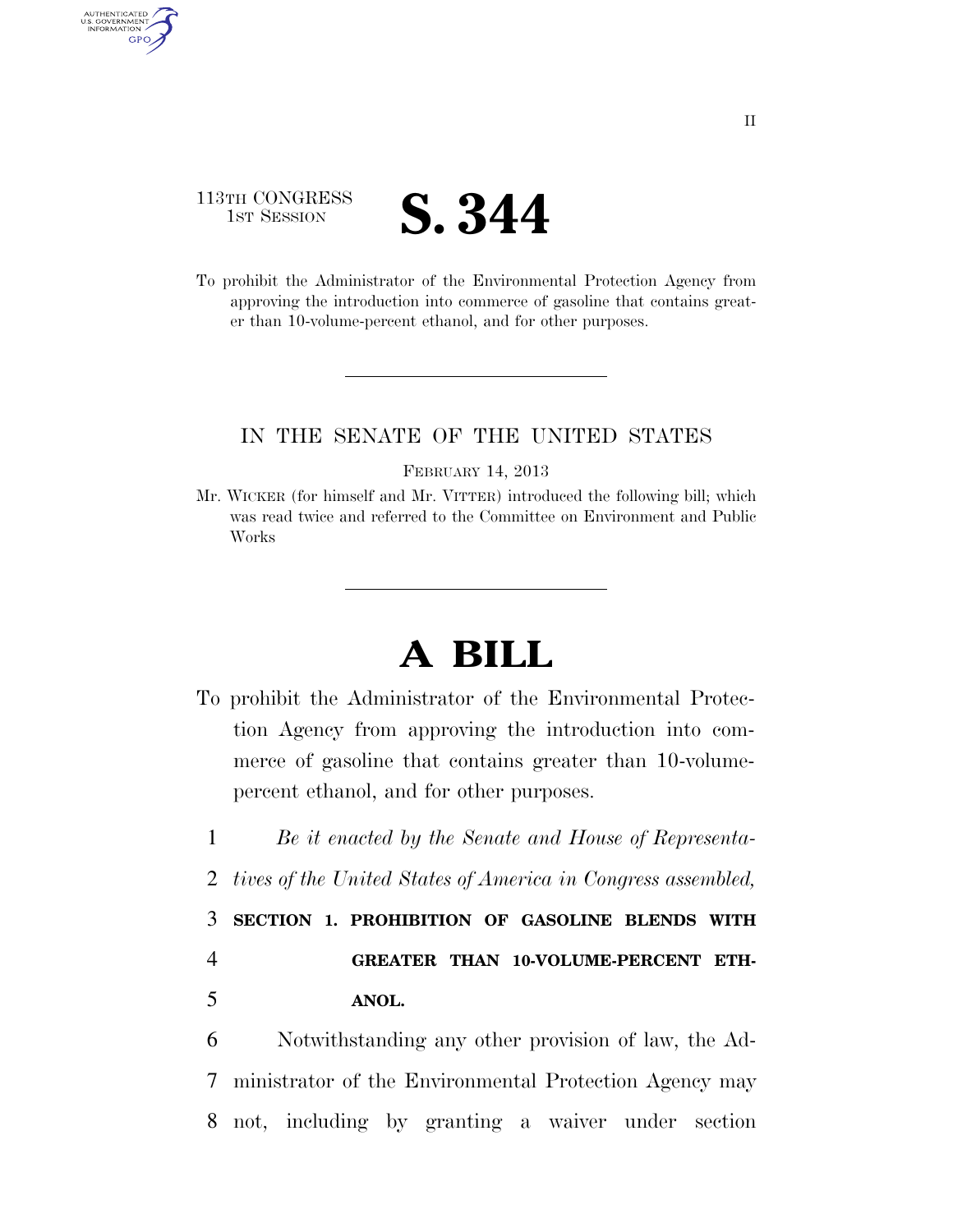113TH CONGRESS
1ST SESSION

# S. 344

To prohibit the Administrator of the Environmental Protection Agency from approving the introduction into commerce of gasoline that contains greater than 10-volume-percent ethanol, and for other purposes.

IN THE SENATE OF THE UNITED STATES

FEBRUARY 14, 2013

Mr. WICKER (for himself and Mr. VITTER) introduced the following bill; which was read twice and referred to the Committee on Environment and Public Works

# A BILL

To prohibit the Administrator of the Environmental Protection Agency from approving the introduction into commerce of gasoline that contains greater than 10-volume-percent ethanol, and for other purposes.

1 *Be it enacted by the Senate and House of Representa-*
2 *tives of the United States of America in Congress assembled,*

3 **SECTION 1. PROHIBITION OF GASOLINE BLENDS WITH**
4 **GREATER THAN 10-VOLUME-PERCENT ETH-**
5 **ANOL.**

6 Notwithstanding any other provision of law, the Ad-
7 ministrator of the Environmental Protection Agency may
8 not, including by granting a waiver under section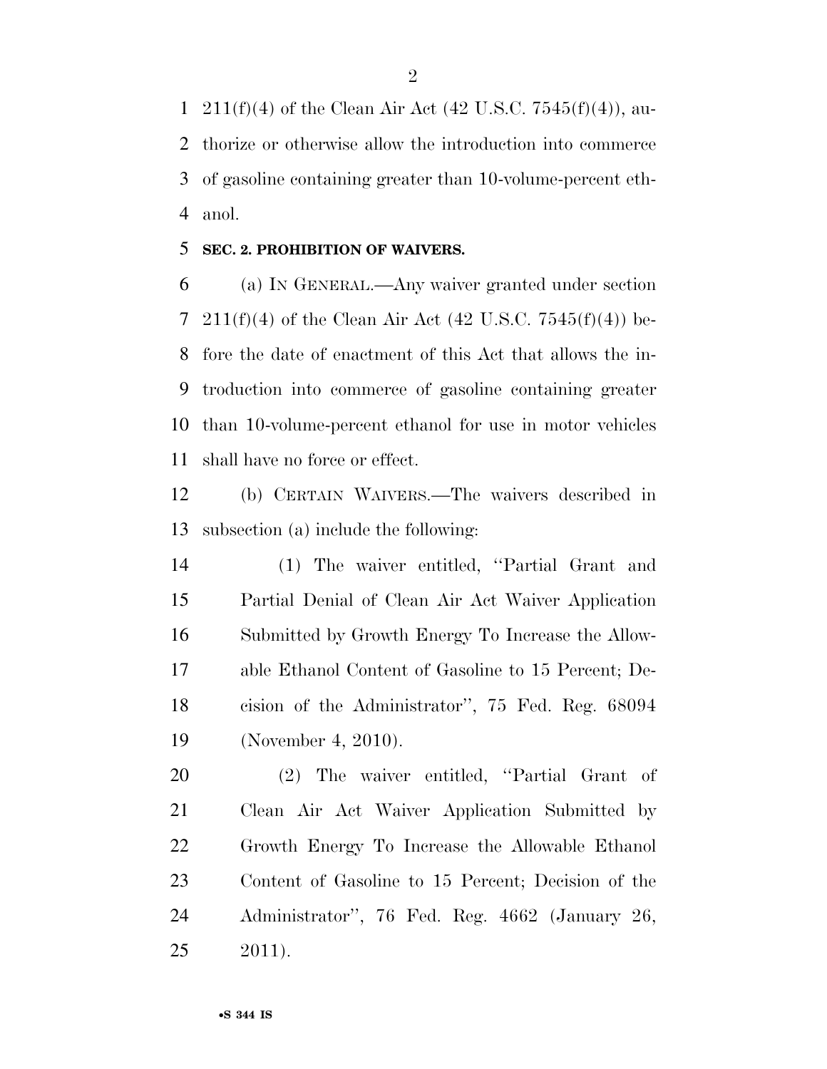211(f)(4) of the Clean Air Act (42 U.S.C. 7545(f)(4)), authorize or otherwise allow the introduction into commerce of gasoline containing greater than 10-volume-percent ethanol.

**SEC. 2. PROHIBITION OF WAIVERS.**

(a) IN GENERAL.—Any waiver granted under section 211(f)(4) of the Clean Air Act (42 U.S.C. 7545(f)(4)) before the date of enactment of this Act that allows the introduction into commerce of gasoline containing greater than 10-volume-percent ethanol for use in motor vehicles shall have no force or effect.

(b) CERTAIN WAIVERS.—The waivers described in subsection (a) include the following:

(1) The waiver entitled, ''Partial Grant and Partial Denial of Clean Air Act Waiver Application Submitted by Growth Energy To Increase the Allowable Ethanol Content of Gasoline to 15 Percent; Decision of the Administrator'', 75 Fed. Reg. 68094 (November 4, 2010).

(2) The waiver entitled, ''Partial Grant of Clean Air Act Waiver Application Submitted by Growth Energy To Increase the Allowable Ethanol Content of Gasoline to 15 Percent; Decision of the Administrator'', 76 Fed. Reg. 4662 (January 26, 2011).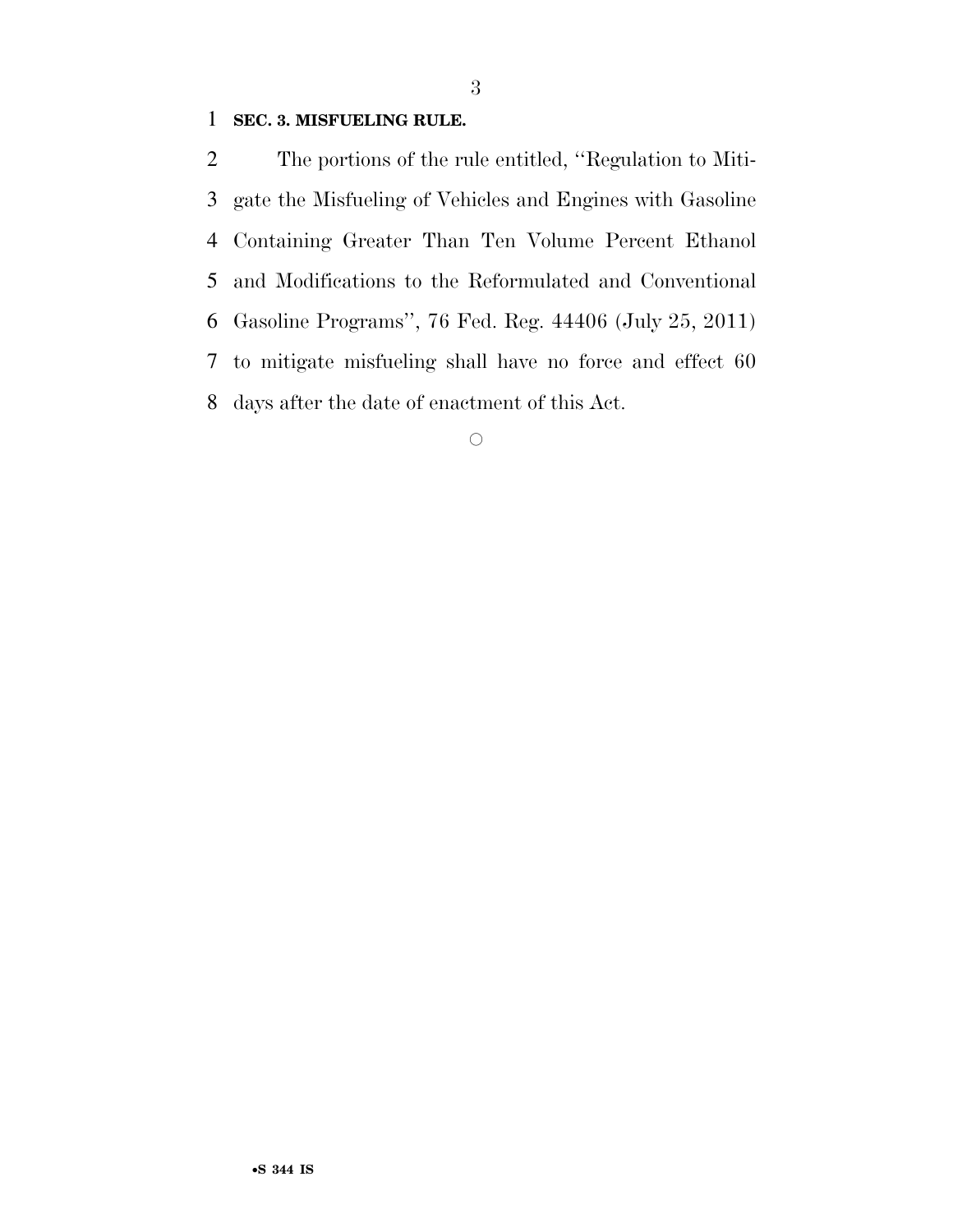**SEC. 3. MISFUELING RULE.**

The portions of the rule entitled, ''Regulation to Mitigate the Misfueling of Vehicles and Engines with Gasoline Containing Greater Than Ten Volume Percent Ethanol and Modifications to the Reformulated and Conventional Gasoline Programs'', 76 Fed. Reg. 44406 (July 25, 2011) to mitigate misfueling shall have no force and effect 60 days after the date of enactment of this Act.

○